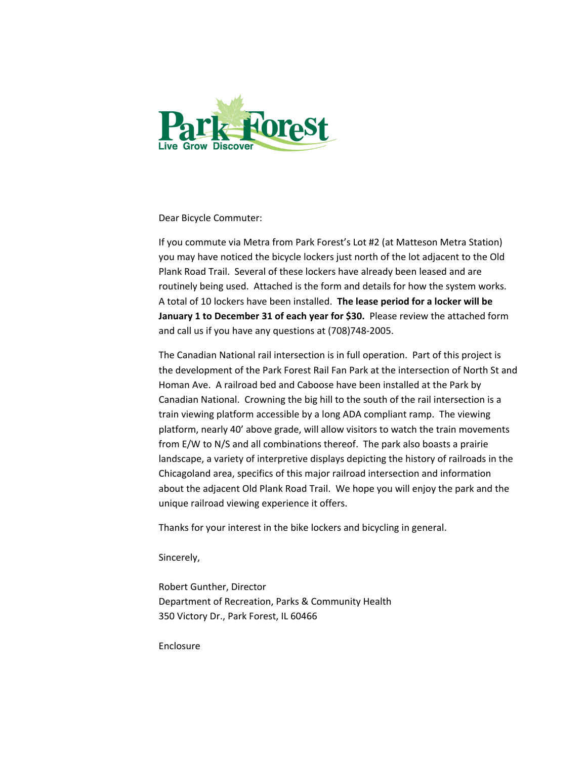Park Forest
Live Grow Discover

Dear Bicycle Commuter:

If you commute via Metra from Park Forest's Lot #2 (at Matteson Metra Station) you may have noticed the bicycle lockers just north of the lot adjacent to the Old Plank Road Trail. Several of these lockers have already been leased and are routinely being used. Attached is the form and details for how the system works. A total of 10 lockers have been installed. **The lease period for a locker will be January 1 to December 31 of each year for $30.** Please review the attached form and call us if you have any questions at (708)748-2005.

The Canadian National rail intersection is in full operation. Part of this project is the development of the Park Forest Rail Fan Park at the intersection of North St and Homan Ave. A railroad bed and Caboose have been installed at the Park by Canadian National. Crowning the big hill to the south of the rail intersection is a train viewing platform accessible by a long ADA compliant ramp. The viewing platform, nearly 40' above grade, will allow visitors to watch the train movements from E/W to N/S and all combinations thereof. The park also boasts a prairie landscape, a variety of interpretive displays depicting the history of railroads in the Chicagoland area, specifics of this major railroad intersection and information about the adjacent Old Plank Road Trail. We hope you will enjoy the park and the unique railroad viewing experience it offers.

Thanks for your interest in the bike lockers and bicycling in general.

Sincerely,

Robert Gunther, Director
Department of Recreation, Parks & Community Health
350 Victory Dr., Park Forest, IL 60466

Enclosure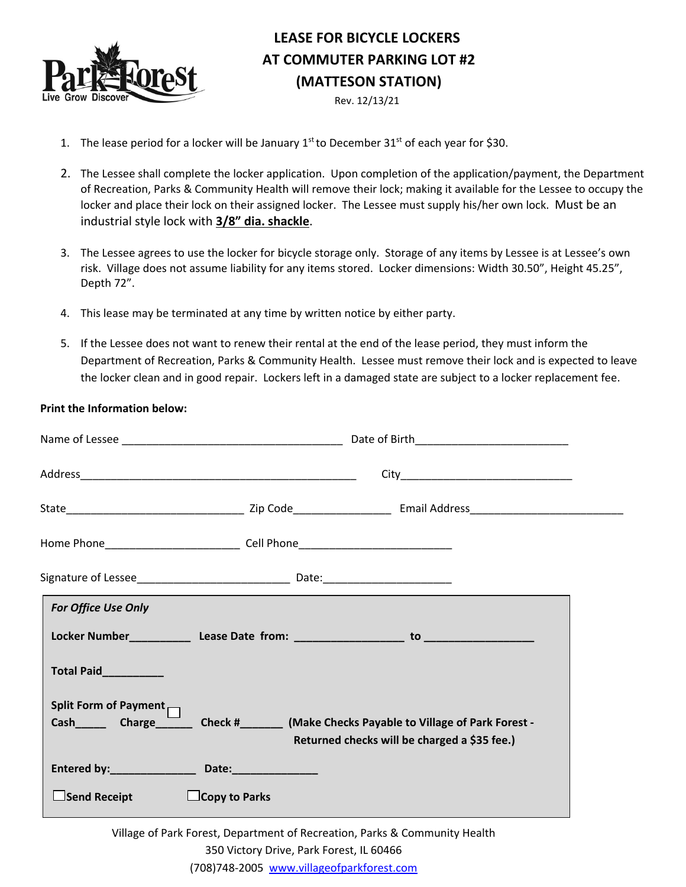Park Forest
Live Grow Discover

# LEASE FOR BICYCLE LOCKERS AT COMMUTER PARKING LOT #2 (MATTESON STATION)

Rev. 12/13/21

1. The lease period for a locker will be January 1st to December 31st of each year for $30.
2. The Lessee shall complete the locker application. Upon completion of the application/payment, the Department of Recreation, Parks & Community Health will remove their lock; making it available for the Lessee to occupy the locker and place their lock on their assigned locker. The Lessee must supply his/her own lock. Must be an industrial style lock with **3/8" dia. shackle**.
3. The Lessee agrees to use the locker for bicycle storage only. Storage of any items by Lessee is at Lessee's own risk. Village does not assume liability for any items stored. Locker dimensions: Width 30.50", Height 45.25", Depth 72".
4. This lease may be terminated at any time by written notice by either party.
5. If the Lessee does not want to renew their rental at the end of the lease period, they must inform the Department of Recreation, Parks & Community Health. Lessee must remove their lock and is expected to leave the locker clean and in good repair. Lockers left in a damaged state are subject to a locker replacement fee.

**Print the Information below:**

Name of Lessee ____________________________________ Date of Birth_________________________

Address_______________________________________________ City_____________________________

State_____________________________ Zip Code________________ Email Address_________________________

Home Phone______________________ Cell Phone_________________________

Signature of Lessee_________________________ Date:____________________

***For Office Use Only***

**Locker Number__________ Lease Date from: _________________ to _________________**

**Total Paid__________**

**Split Form of Payment ☐**

**Cash_____ Charge______ Check #_______ (Make Checks Payable to Village of Park Forest - Returned checks will be charged a $35 fee.)**

**Entered by:______________ Date:______________**

☐ **Send Receipt** ☐ **Copy to Parks**

Village of Park Forest, Department of Recreation, Parks & Community Health
350 Victory Drive, Park Forest, IL 60466
(708)748-2005 www.villageofparkforest.com